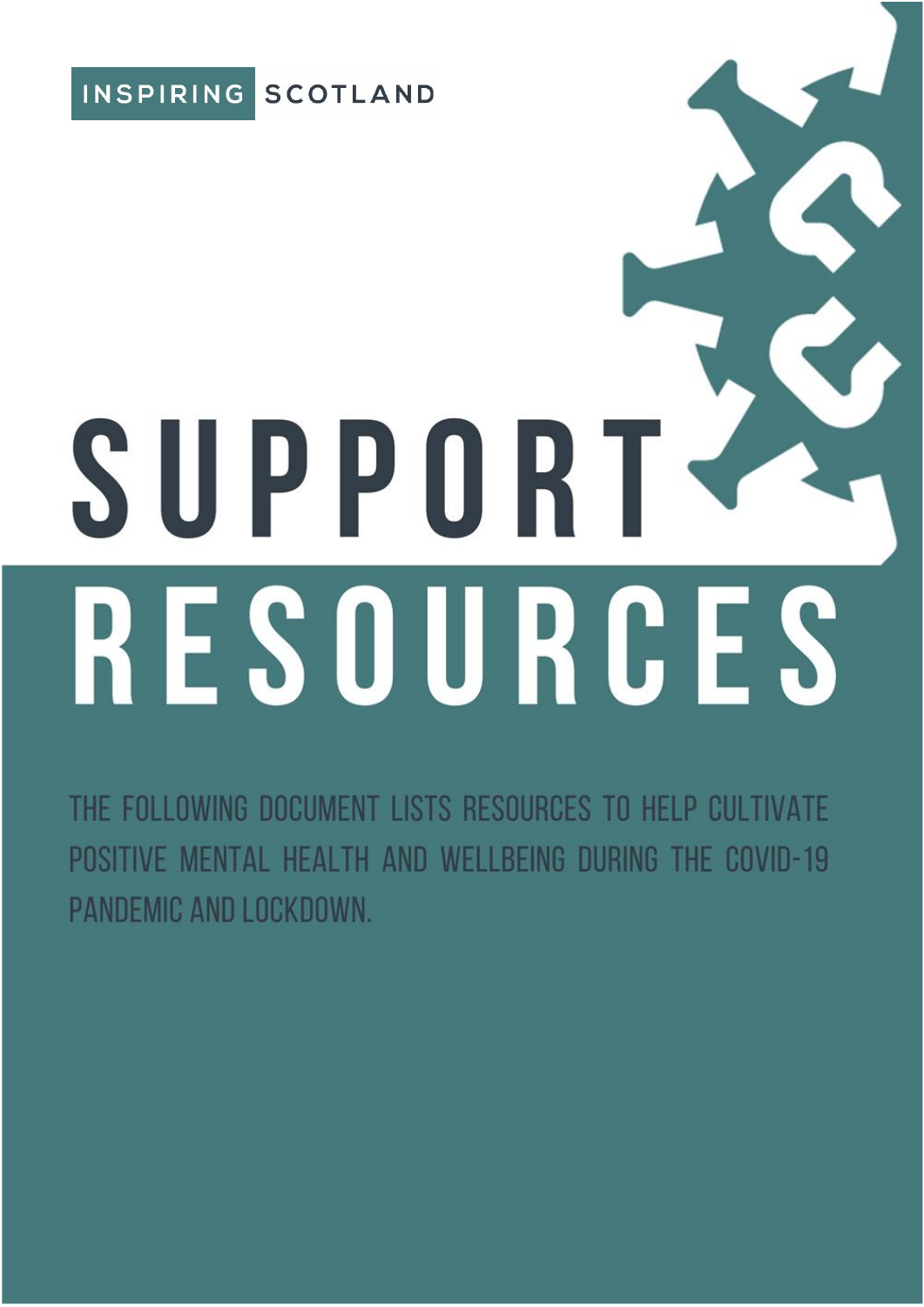INSPIRING SCOTLAND

# SUPPORT RESOURCES

THE FOLLOWING DOCUMENT LISTS RESOURCES TO HELP CULTIVATE POSITIVE MENTAL HEALTH AND WELLBEING DURING THE COVID-19 PANDEMIC AND LOCKDOWN.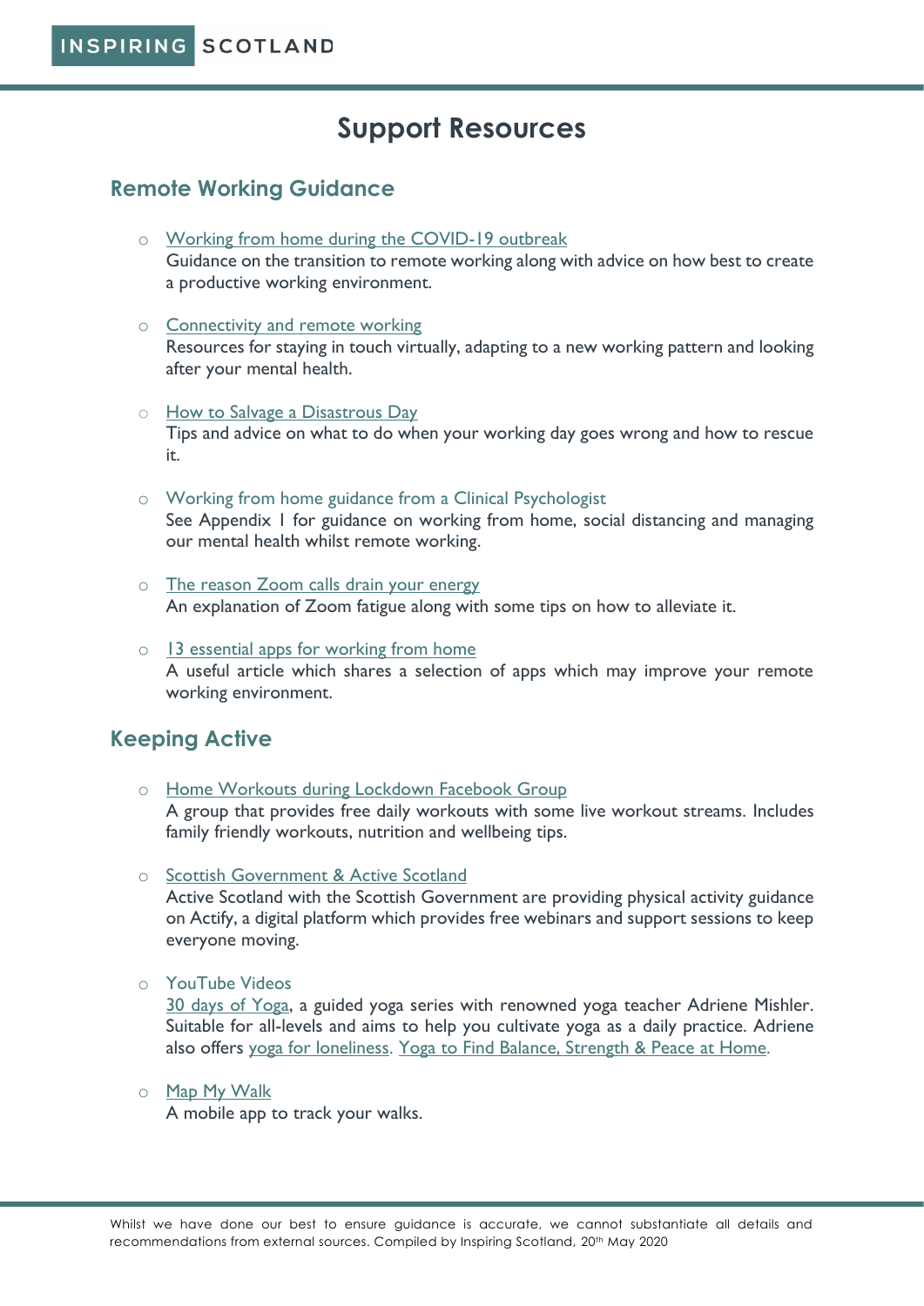# Support Resources

## Remote Working Guidance

- Working from home during the COVID-19 outbreak
  Guidance on the transition to remote working along with advice on how best to create a productive working environment.

- Connectivity and remote working
  Resources for staying in touch virtually, adapting to a new working pattern and looking after your mental health.

- How to Salvage a Disastrous Day
  Tips and advice on what to do when your working day goes wrong and how to rescue it.

- Working from home guidance from a Clinical Psychologist
  See Appendix 1 for guidance on working from home, social distancing and managing our mental health whilst remote working.

- The reason Zoom calls drain your energy
  An explanation of Zoom fatigue along with some tips on how to alleviate it.

- 13 essential apps for working from home
  A useful article which shares a selection of apps which may improve your remote working environment.

## Keeping Active

- Home Workouts during Lockdown Facebook Group
  A group that provides free daily workouts with some live workout streams. Includes family friendly workouts, nutrition and wellbeing tips.

- Scottish Government & Active Scotland
  Active Scotland with the Scottish Government are providing physical activity guidance on Actify, a digital platform which provides free webinars and support sessions to keep everyone moving.

- YouTube Videos
  30 days of Yoga, a guided yoga series with renowned yoga teacher Adriene Mishler. Suitable for all-levels and aims to help you cultivate yoga as a daily practice. Adriene also offers yoga for loneliness. Yoga to Find Balance, Strength & Peace at Home.

- Map My Walk
  A mobile app to track your walks.

Whilst we have done our best to ensure guidance is accurate, we cannot substantiate all details and recommendations from external sources. Compiled by Inspiring Scotland, 20th May 2020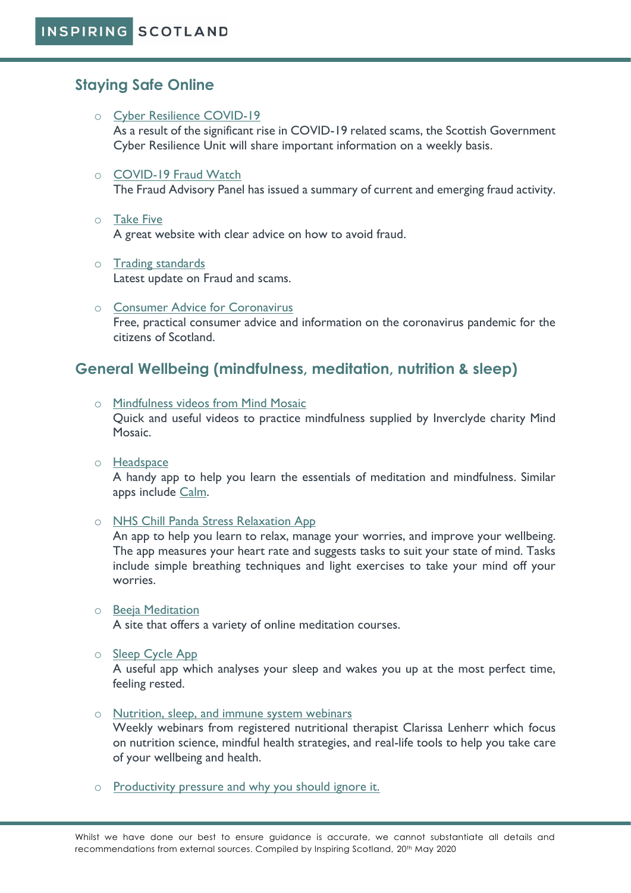## Staying Safe Online

- Cyber Resilience COVID-19
  As a result of the significant rise in COVID-19 related scams, the Scottish Government Cyber Resilience Unit will share important information on a weekly basis.

- COVID-19 Fraud Watch
  The Fraud Advisory Panel has issued a summary of current and emerging fraud activity.

- Take Five
  A great website with clear advice on how to avoid fraud.

- Trading standards
  Latest update on Fraud and scams.

- Consumer Advice for Coronavirus
  Free, practical consumer advice and information on the coronavirus pandemic for the citizens of Scotland.

## General Wellbeing (mindfulness, meditation, nutrition & sleep)

- Mindfulness videos from Mind Mosaic
  Quick and useful videos to practice mindfulness supplied by Inverclyde charity Mind Mosaic.

- Headspace
  A handy app to help you learn the essentials of meditation and mindfulness. Similar apps include Calm.

- NHS Chill Panda Stress Relaxation App
  An app to help you learn to relax, manage your worries, and improve your wellbeing. The app measures your heart rate and suggests tasks to suit your state of mind. Tasks include simple breathing techniques and light exercises to take your mind off your worries.

- Beeja Meditation
  A site that offers a variety of online meditation courses.

- Sleep Cycle App
  A useful app which analyses your sleep and wakes you up at the most perfect time, feeling rested.

- Nutrition, sleep, and immune system webinars
  Weekly webinars from registered nutritional therapist Clarissa Lenherr which focus on nutrition science, mindful health strategies, and real-life tools to help you take care of your wellbeing and health.

- Productivity pressure and why you should ignore it.

Whilst we have done our best to ensure guidance is accurate, we cannot substantiate all details and recommendations from external sources. Compiled by Inspiring Scotland, 20th May 2020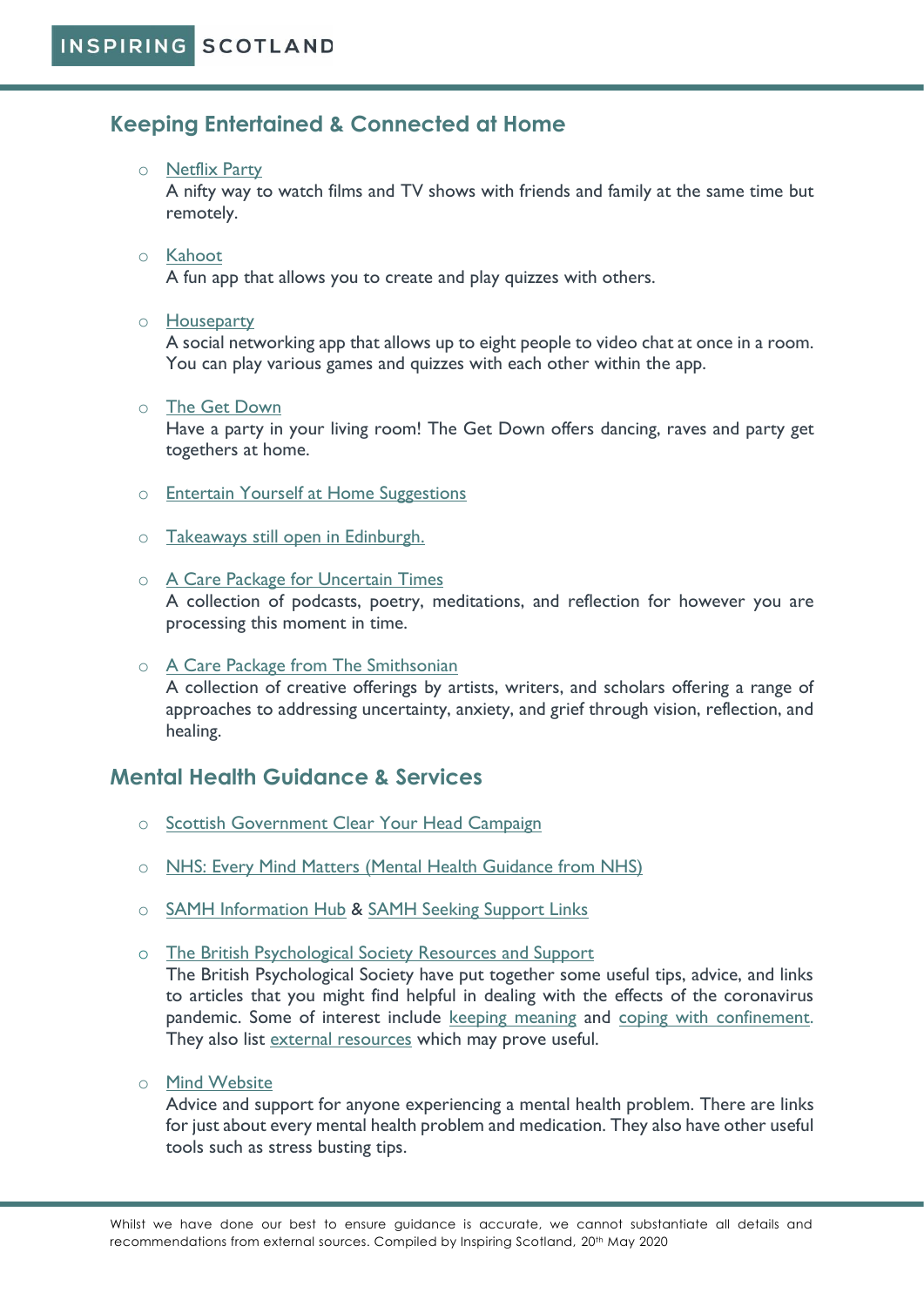## Keeping Entertained & Connected at Home

- Netflix Party
  A nifty way to watch films and TV shows with friends and family at the same time but remotely.

- Kahoot
  A fun app that allows you to create and play quizzes with others.

- Houseparty
  A social networking app that allows up to eight people to video chat at once in a room. You can play various games and quizzes with each other within the app.

- The Get Down
  Have a party in your living room! The Get Down offers dancing, raves and party get togethers at home.

- Entertain Yourself at Home Suggestions

- Takeaways still open in Edinburgh.

- A Care Package for Uncertain Times
  A collection of podcasts, poetry, meditations, and reflection for however you are processing this moment in time.

- A Care Package from The Smithsonian
  A collection of creative offerings by artists, writers, and scholars offering a range of approaches to addressing uncertainty, anxiety, and grief through vision, reflection, and healing.

## Mental Health Guidance & Services

- Scottish Government Clear Your Head Campaign

- NHS: Every Mind Matters (Mental Health Guidance from NHS)

- SAMH Information Hub & SAMH Seeking Support Links

- The British Psychological Society Resources and Support
  The British Psychological Society have put together some useful tips, advice, and links to articles that you might find helpful in dealing with the effects of the coronavirus pandemic. Some of interest include keeping meaning and coping with confinement. They also list external resources which may prove useful.

- Mind Website
  Advice and support for anyone experiencing a mental health problem. There are links for just about every mental health problem and medication. They also have other useful tools such as stress busting tips.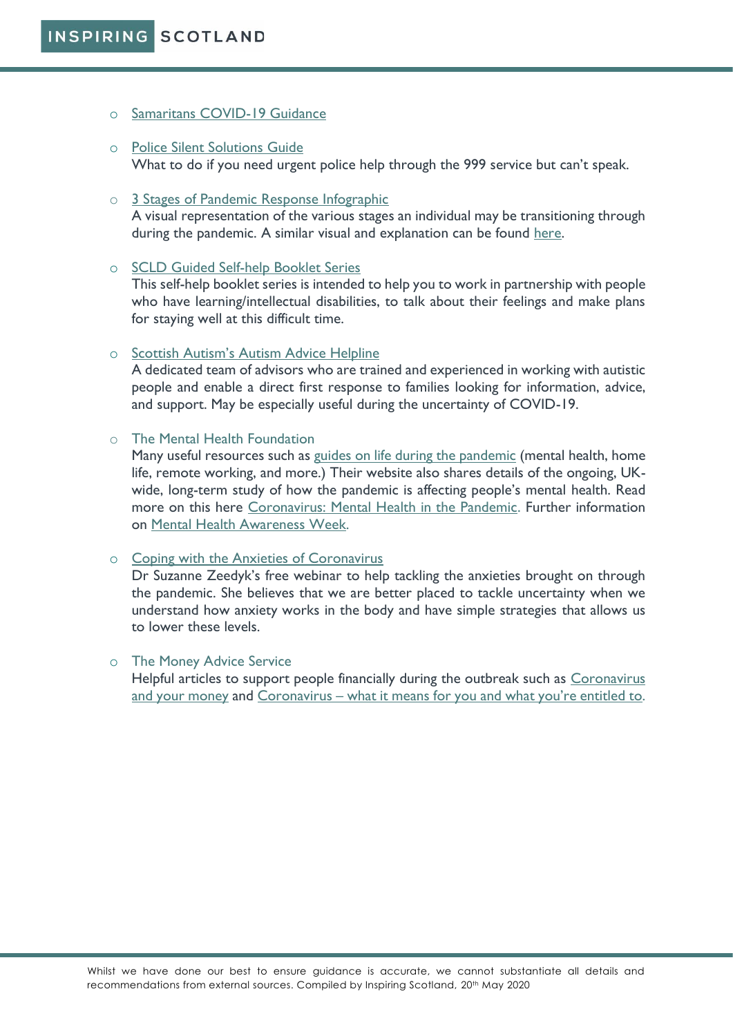- Samaritans COVID-19 Guidance

- Police Silent Solutions Guide
  What to do if you need urgent police help through the 999 service but can't speak.

- 3 Stages of Pandemic Response Infographic
  A visual representation of the various stages an individual may be transitioning through during the pandemic. A similar visual and explanation can be found here.

- SCLD Guided Self-help Booklet Series
  This self-help booklet series is intended to help you to work in partnership with people who have learning/intellectual disabilities, to talk about their feelings and make plans for staying well at this difficult time.

- Scottish Autism's Autism Advice Helpline
  A dedicated team of advisors who are trained and experienced in working with autistic people and enable a direct first response to families looking for information, advice, and support. May be especially useful during the uncertainty of COVID-19.

- The Mental Health Foundation
  Many useful resources such as guides on life during the pandemic (mental health, home life, remote working, and more.) Their website also shares details of the ongoing, UK-wide, long-term study of how the pandemic is affecting people's mental health. Read more on this here Coronavirus: Mental Health in the Pandemic. Further information on Mental Health Awareness Week.

- Coping with the Anxieties of Coronavirus
  Dr Suzanne Zeedyk's free webinar to help tackling the anxieties brought on through the pandemic. She believes that we are better placed to tackle uncertainty when we understand how anxiety works in the body and have simple strategies that allows us to lower these levels.

- The Money Advice Service
  Helpful articles to support people financially during the outbreak such as Coronavirus and your money and Coronavirus – what it means for you and what you're entitled to.

Whilst we have done our best to ensure guidance is accurate, we cannot substantiate all details and recommendations from external sources. Compiled by Inspiring Scotland, 20th May 2020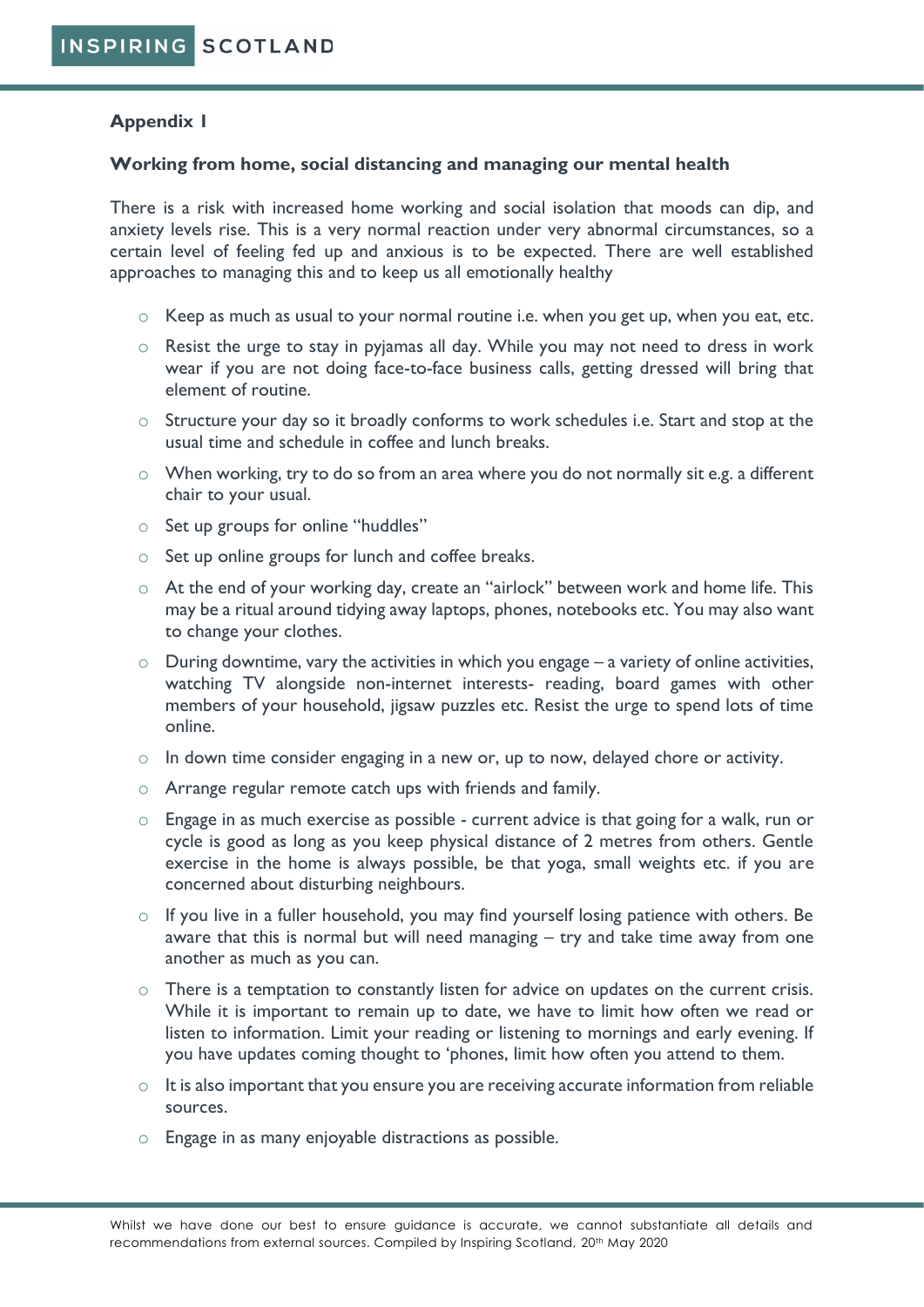**Appendix 1**

**Working from home, social distancing and managing our mental health**

There is a risk with increased home working and social isolation that moods can dip, and anxiety levels rise. This is a very normal reaction under very abnormal circumstances, so a certain level of feeling fed up and anxious is to be expected. There are well established approaches to managing this and to keep us all emotionally healthy

- Keep as much as usual to your normal routine i.e. when you get up, when you eat, etc.
- Resist the urge to stay in pyjamas all day. While you may not need to dress in work wear if you are not doing face-to-face business calls, getting dressed will bring that element of routine.
- Structure your day so it broadly conforms to work schedules i.e. Start and stop at the usual time and schedule in coffee and lunch breaks.
- When working, try to do so from an area where you do not normally sit e.g. a different chair to your usual.
- Set up groups for online "huddles"
- Set up online groups for lunch and coffee breaks.
- At the end of your working day, create an "airlock" between work and home life. This may be a ritual around tidying away laptops, phones, notebooks etc. You may also want to change your clothes.
- During downtime, vary the activities in which you engage – a variety of online activities, watching TV alongside non-internet interests- reading, board games with other members of your household, jigsaw puzzles etc. Resist the urge to spend lots of time online.
- In down time consider engaging in a new or, up to now, delayed chore or activity.
- Arrange regular remote catch ups with friends and family.
- Engage in as much exercise as possible - current advice is that going for a walk, run or cycle is good as long as you keep physical distance of 2 metres from others. Gentle exercise in the home is always possible, be that yoga, small weights etc. if you are concerned about disturbing neighbours.
- If you live in a fuller household, you may find yourself losing patience with others. Be aware that this is normal but will need managing – try and take time away from one another as much as you can.
- There is a temptation to constantly listen for advice on updates on the current crisis. While it is important to remain up to date, we have to limit how often we read or listen to information. Limit your reading or listening to mornings and early evening. If you have updates coming thought to 'phones, limit how often you attend to them.
- It is also important that you ensure you are receiving accurate information from reliable sources.
- Engage in as many enjoyable distractions as possible.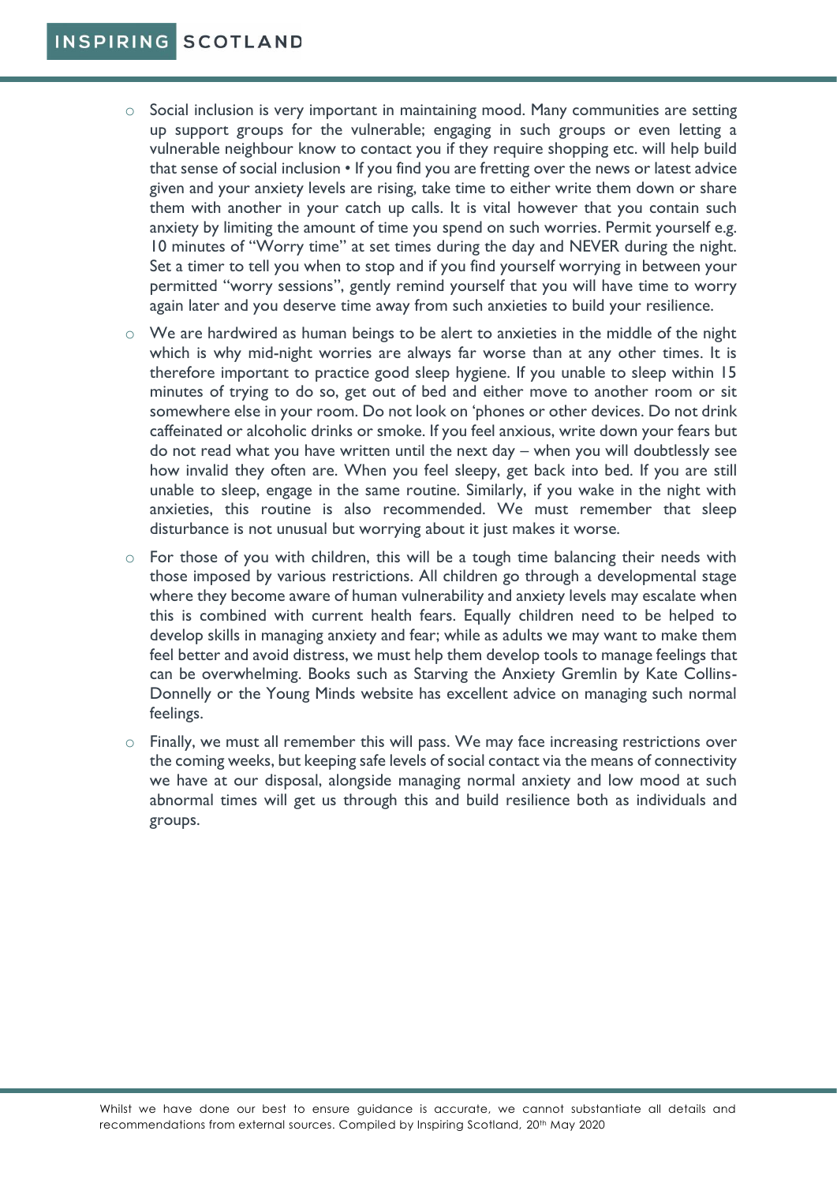- Social inclusion is very important in maintaining mood. Many communities are setting up support groups for the vulnerable; engaging in such groups or even letting a vulnerable neighbour know to contact you if they require shopping etc. will help build that sense of social inclusion • If you find you are fretting over the news or latest advice given and your anxiety levels are rising, take time to either write them down or share them with another in your catch up calls. It is vital however that you contain such anxiety by limiting the amount of time you spend on such worries. Permit yourself e.g. 10 minutes of "Worry time" at set times during the day and NEVER during the night. Set a timer to tell you when to stop and if you find yourself worrying in between your permitted "worry sessions", gently remind yourself that you will have time to worry again later and you deserve time away from such anxieties to build your resilience.
- We are hardwired as human beings to be alert to anxieties in the middle of the night which is why mid-night worries are always far worse than at any other times. It is therefore important to practice good sleep hygiene. If you unable to sleep within 15 minutes of trying to do so, get out of bed and either move to another room or sit somewhere else in your room. Do not look on 'phones or other devices. Do not drink caffeinated or alcoholic drinks or smoke. If you feel anxious, write down your fears but do not read what you have written until the next day – when you will doubtlessly see how invalid they often are. When you feel sleepy, get back into bed. If you are still unable to sleep, engage in the same routine. Similarly, if you wake in the night with anxieties, this routine is also recommended. We must remember that sleep disturbance is not unusual but worrying about it just makes it worse.
- For those of you with children, this will be a tough time balancing their needs with those imposed by various restrictions. All children go through a developmental stage where they become aware of human vulnerability and anxiety levels may escalate when this is combined with current health fears. Equally children need to be helped to develop skills in managing anxiety and fear; while as adults we may want to make them feel better and avoid distress, we must help them develop tools to manage feelings that can be overwhelming. Books such as Starving the Anxiety Gremlin by Kate Collins-Donnelly or the Young Minds website has excellent advice on managing such normal feelings.
- Finally, we must all remember this will pass. We may face increasing restrictions over the coming weeks, but keeping safe levels of social contact via the means of connectivity we have at our disposal, alongside managing normal anxiety and low mood at such abnormal times will get us through this and build resilience both as individuals and groups.